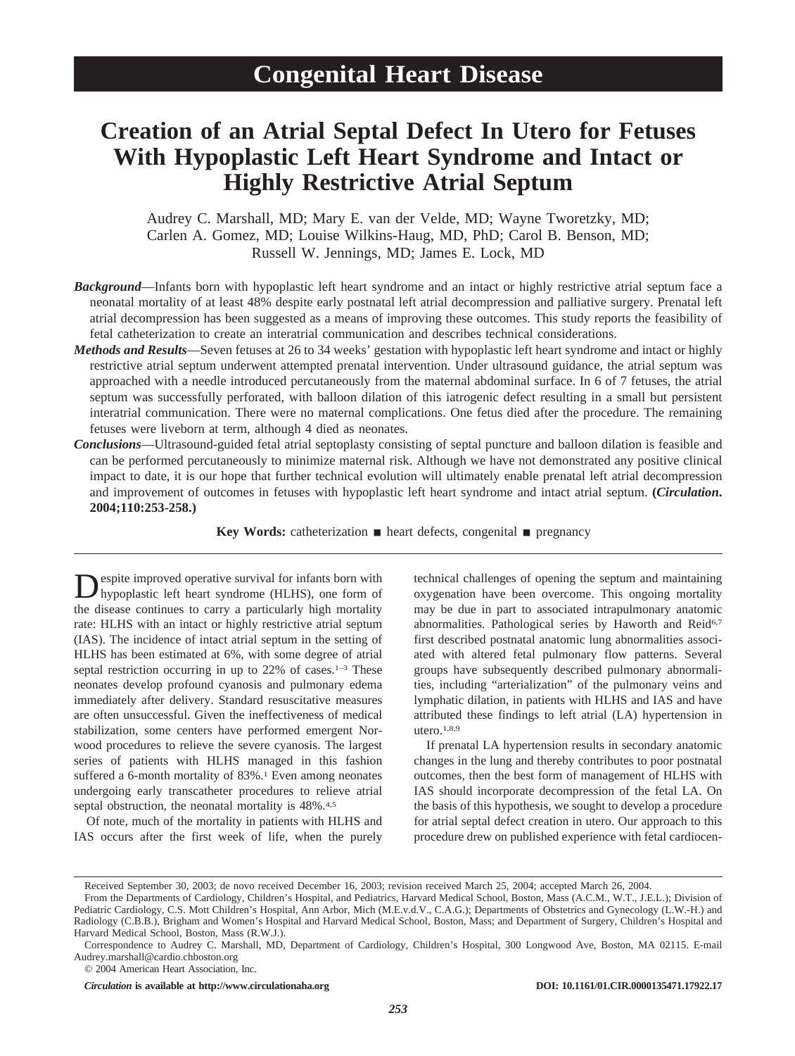# Congenital Heart Disease

# Creation of an Atrial Septal Defect In Utero for Fetuses With Hypoplastic Left Heart Syndrome and Intact or Highly Restrictive Atrial Septum

Audrey C. Marshall, MD; Mary E. van der Velde, MD; Wayne Tworetzky, MD; Carlen A. Gomez, MD; Louise Wilkins-Haug, MD, PhD; Carol B. Benson, MD; Russell W. Jennings, MD; James E. Lock, MD

***Background***—Infants born with hypoplastic left heart syndrome and an intact or highly restrictive atrial septum face a neonatal mortality of at least 48% despite early postnatal left atrial decompression and palliative surgery. Prenatal left atrial decompression has been suggested as a means of improving these outcomes. This study reports the feasibility of fetal catheterization to create an interatrial communication and describes technical considerations.

***Methods and Results***—Seven fetuses at 26 to 34 weeks' gestation with hypoplastic left heart syndrome and intact or highly restrictive atrial septum underwent attempted prenatal intervention. Under ultrasound guidance, the atrial septum was approached with a needle introduced percutaneously from the maternal abdominal surface. In 6 of 7 fetuses, the atrial septum was successfully perforated, with balloon dilation of this iatrogenic defect resulting in a small but persistent interatrial communication. There were no maternal complications. One fetus died after the procedure. The remaining fetuses were liveborn at term, although 4 died as neonates.

***Conclusions***—Ultrasound-guided fetal atrial septoplasty consisting of septal puncture and balloon dilation is feasible and can be performed percutaneously to minimize maternal risk. Although we have not demonstrated any positive clinical impact to date, it is our hope that further technical evolution will ultimately enable prenatal left atrial decompression and improvement of outcomes in fetuses with hypoplastic left heart syndrome and intact atrial septum. **(*Circulation.* 2004;110:253-258.)**

**Key Words:** catheterization ■ heart defects, congenital ■ pregnancy

Despite improved operative survival for infants born with hypoplastic left heart syndrome (HLHS), one form of the disease continues to carry a particularly high mortality rate: HLHS with an intact or highly restrictive atrial septum (IAS). The incidence of intact atrial septum in the setting of HLHS has been estimated at 6%, with some degree of atrial septal restriction occurring in up to 22% of cases.[1–3] These neonates develop profound cyanosis and pulmonary edema immediately after delivery. Standard resuscitative measures are often unsuccessful. Given the ineffectiveness of medical stabilization, some centers have performed emergent Norwood procedures to relieve the severe cyanosis. The largest series of patients with HLHS managed in this fashion suffered a 6-month mortality of 83%.[1] Even among neonates undergoing early transcatheter procedures to relieve atrial septal obstruction, the neonatal mortality is 48%.[4,5]

Of note, much of the mortality in patients with HLHS and IAS occurs after the first week of life, when the purely technical challenges of opening the septum and maintaining oxygenation have been overcome. This ongoing mortality may be due in part to associated intrapulmonary anatomic abnormalities. Pathological series by Haworth and Reid[6,7] first described postnatal anatomic lung abnormalities associated with altered fetal pulmonary flow patterns. Several groups have subsequently described pulmonary abnormalities, including "arterialization" of the pulmonary veins and lymphatic dilation, in patients with HLHS and IAS and have attributed these findings to left atrial (LA) hypertension in utero.[1,8,9]

If prenatal LA hypertension results in secondary anatomic changes in the lung and thereby contributes to poor postnatal outcomes, then the best form of management of HLHS with IAS should incorporate decompression of the fetal LA. On the basis of this hypothesis, we sought to develop a procedure for atrial septal defect creation in utero. Our approach to this procedure drew on published experience with fetal cardiocen-

---

Received September 30, 2003; de novo received December 16, 2003; revision received March 25, 2004; accepted March 26, 2004.

From the Departments of Cardiology, Children's Hospital, and Pediatrics, Harvard Medical School, Boston, Mass (A.C.M., W.T., J.E.L.); Division of Pediatric Cardiology, C.S. Mott Children's Hospital, Ann Arbor, Mich (M.E.v.d.V., C.A.G.); Departments of Obstetrics and Gynecology (L.W.-H.) and Radiology (C.B.B.), Brigham and Women's Hospital and Harvard Medical School, Boston, Mass; and Department of Surgery, Children's Hospital and Harvard Medical School, Boston, Mass (R.W.J.).

Correspondence to Audrey C. Marshall, MD, Department of Cardiology, Children's Hospital, 300 Longwood Ave, Boston, MA 02115. E-mail Audrey.marshall@cardio.chboston.org

© 2004 American Heart Association, Inc.

*Circulation* **is available at http://www.circulationaha.org** **DOI: 10.1161/01.CIR.0000135471.17922.17**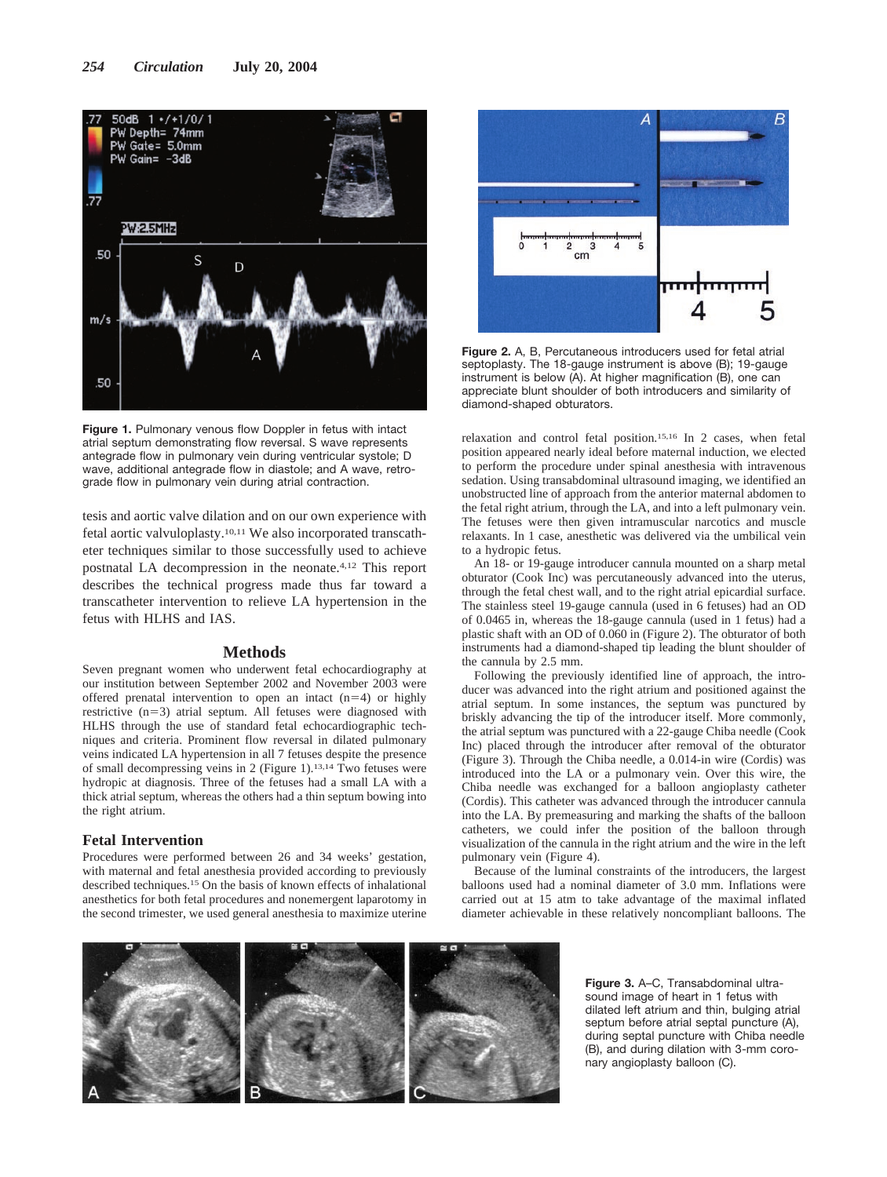Figure 1. Pulmonary venous flow Doppler in fetus with intact atrial septum demonstrating flow reversal. S wave represents antegrade flow in pulmonary vein during ventricular systole; D wave, additional antegrade flow in diastole; and A wave, retrograde flow in pulmonary vein during atrial contraction.

tesis and aortic valve dilation and on our own experience with fetal aortic valvuloplasty.[10,11] We also incorporated transcatheter techniques similar to those successfully used to achieve postnatal LA decompression in the neonate.[4,12] This report describes the technical progress made thus far toward a transcatheter intervention to relieve LA hypertension in the fetus with HLHS and IAS.

## Methods

Seven pregnant women who underwent fetal echocardiography at our institution between September 2002 and November 2003 were offered prenatal intervention to open an intact (n=4) or highly restrictive (n=3) atrial septum. All fetuses were diagnosed with HLHS through the use of standard fetal echocardiographic techniques and criteria. Prominent flow reversal in dilated pulmonary veins indicated LA hypertension in all 7 fetuses despite the presence of small decompressing veins in 2 (Figure 1).[13,14] Two fetuses were hydropic at diagnosis. Three of the fetuses had a small LA with a thick atrial septum, whereas the others had a thin septum bowing into the right atrium.

### Fetal Intervention

Procedures were performed between 26 and 34 weeks' gestation, with maternal and fetal anesthesia provided according to previously described techniques.[15] On the basis of known effects of inhalational anesthetics for both fetal procedures and nonemergent laparotomy in the second trimester, we used general anesthesia to maximize uterine relaxation and control fetal position.[15,16] In 2 cases, when fetal position appeared nearly ideal before maternal induction, we elected to perform the procedure under spinal anesthesia with intravenous sedation. Using transabdominal ultrasound imaging, we identified an unobstructed line of approach from the anterior maternal abdomen to the fetal right atrium, through the LA, and into a left pulmonary vein. The fetuses were then given intramuscular narcotics and muscle relaxants. In 1 case, anesthetic was delivered via the umbilical vein to a hydropic fetus.

An 18- or 19-gauge introducer cannula mounted on a sharp metal obturator (Cook Inc) was percutaneously advanced into the uterus, through the fetal chest wall, and to the right atrial epicardial surface. The stainless steel 19-gauge cannula (used in 6 fetuses) had an OD of 0.0465 in, whereas the 18-gauge cannula (used in 1 fetus) had a plastic shaft with an OD of 0.060 in (Figure 2). The obturator of both instruments had a diamond-shaped tip leading the blunt shoulder of the cannula by 2.5 mm.

Following the previously identified line of approach, the introducer was advanced into the right atrium and positioned against the atrial septum. In some instances, the septum was punctured by briskly advancing the tip of the introducer itself. More commonly, the atrial septum was punctured with a 22-gauge Chiba needle (Cook Inc) placed through the introducer after removal of the obturator (Figure 3). Through the Chiba needle, a 0.014-in wire (Cordis) was introduced into the LA or a pulmonary vein. Over this wire, the Chiba needle was exchanged for a balloon angioplasty catheter (Cordis). This catheter was advanced through the introducer cannula into the LA. By premeasuring and marking the shafts of the balloon catheters, we could infer the position of the balloon through visualization of the cannula in the right atrium and the wire in the left pulmonary vein (Figure 4).

Because of the luminal constraints of the introducers, the largest balloons used had a nominal diameter of 3.0 mm. Inflations were carried out at 15 atm to take advantage of the maximal inflated diameter achievable in these relatively noncompliant balloons. The

Figure 2. A, B, Percutaneous introducers used for fetal atrial septoplasty. The 18-gauge instrument is above (B); 19-gauge instrument is below (A). At higher magnification (B), one can appreciate blunt shoulder of both introducers and similarity of diamond-shaped obturators.

Figure 3. A–C, Transabdominal ultrasound image of heart in 1 fetus with dilated left atrium and thin, bulging atrial septum before atrial septal puncture (A), during septal puncture with Chiba needle (B), and during dilation with 3-mm coronary angioplasty balloon (C).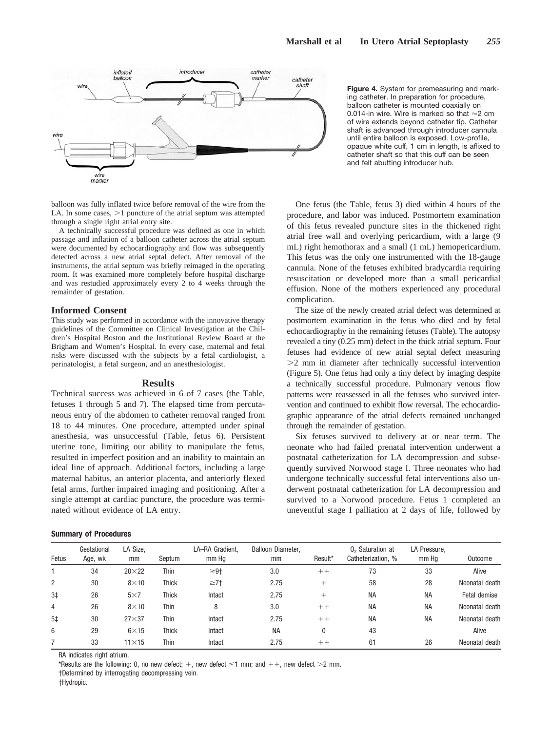**Figure 4.** System for premeasuring and marking catheter. In preparation for procedure, balloon catheter is mounted coaxially on 0.014-in wire. Wire is marked so that ≈2 cm of wire extends beyond catheter tip. Catheter shaft is advanced through introducer cannula until entire balloon is exposed. Low-profile, opaque white cuff, 1 cm in length, is affixed to catheter shaft so that this cuff can be seen and felt abutting introducer hub.

balloon was fully inflated twice before removal of the wire from the LA. In some cases, >1 puncture of the atrial septum was attempted through a single right atrial entry site.

A technically successful procedure was defined as one in which passage and inflation of a balloon catheter across the atrial septum were documented by echocardiography and flow was subsequently detected across a new atrial septal defect. After removal of the instruments, the atrial septum was briefly reimaged in the operating room. It was examined more completely before hospital discharge and was restudied approximately every 2 to 4 weeks through the remainder of gestation.

### Informed Consent

This study was performed in accordance with the innovative therapy guidelines of the Committee on Clinical Investigation at the Children's Hospital Boston and the Institutional Review Board at the Brigham and Women's Hospital. In every case, maternal and fetal risks were discussed with the subjects by a fetal cardiologist, a perinatologist, a fetal surgeon, and an anesthesiologist.

## Results

Technical success was achieved in 6 of 7 cases (the Table, fetuses 1 through 5 and 7). The elapsed time from percutaneous entry of the abdomen to catheter removal ranged from 18 to 44 minutes. One procedure, attempted under spinal anesthesia, was unsuccessful (Table, fetus 6). Persistent uterine tone, limiting our ability to manipulate the fetus, resulted in imperfect position and an inability to maintain an ideal line of approach. Additional factors, including a large maternal habitus, an anterior placenta, and anteriorly flexed fetal arms, further impaired imaging and positioning. After a single attempt at cardiac puncture, the procedure was terminated without evidence of LA entry.

One fetus (the Table, fetus 3) died within 4 hours of the procedure, and labor was induced. Postmortem examination of this fetus revealed puncture sites in the thickened right atrial free wall and overlying pericardium, with a large (9 mL) right hemothorax and a small (1 mL) hemopericardium. This fetus was the only one instrumented with the 18-gauge cannula. None of the fetuses exhibited bradycardia requiring resuscitation or developed more than a small pericardial effusion. None of the mothers experienced any procedural complication.

The size of the newly created atrial defect was determined at postmortem examination in the fetus who died and by fetal echocardiography in the remaining fetuses (Table). The autopsy revealed a tiny (0.25 mm) defect in the thick atrial septum. Four fetuses had evidence of new atrial septal defect measuring >2 mm in diameter after technically successful intervention (Figure 5). One fetus had only a tiny defect by imaging despite a technically successful procedure. Pulmonary venous flow patterns were reassessed in all the fetuses who survived intervention and continued to exhibit flow reversal. The echocardiographic appearance of the atrial defects remained unchanged through the remainder of gestation.

Six fetuses survived to delivery at or near term. The neonate who had failed prenatal intervention underwent a postnatal catheterization for LA decompression and subsequently survived Norwood stage I. Three neonates who had undergone technically successful fetal interventions also underwent postnatal catheterization for LA decompression and survived to a Norwood procedure. Fetus 1 completed an uneventful stage I palliation at 2 days of life, followed by

**Summary of Procedures**

| Fetus | Gestational Age, wk | LA Size, mm | Septum | LA–RA Gradient, mm Hg | Balloon Diameter, mm | Result* | $O_2$ Saturation at Catheterization, % | LA Pressure, mm Hg | Outcome |
|---|---|---|---|---|---|---|---|---|---|
| 1 | 34 | 20×22 | Thin | ≥9† | 3.0 | ++ | 73 | 33 | Alive |
| 2 | 30 | 8×10 | Thick | ≥7† | 2.75 | + | 58 | 28 | Neonatal death |
| 3‡ | 26 | 5×7 | Thick | Intact | 2.75 | + | NA | NA | Fetal demise |
| 4 | 26 | 8×10 | Thin | 8 | 3.0 | ++ | NA | NA | Neonatal death |
| 5‡ | 30 | 27×37 | Thin | Intact | 2.75 | ++ | NA | NA | Neonatal death |
| 6 | 29 | 6×15 | Thick | Intact | NA | 0 | 43 | | Alive |
| 7 | 33 | 11×15 | Thin | Intact | 2.75 | ++ | 61 | 26 | Neonatal death |

RA indicates right atrium.

*Results are the following: 0, no new defect; +, new defect ≤1 mm; and ++, new defect >2 mm.

†Determined by interrogating decompressing vein.

‡Hydropic.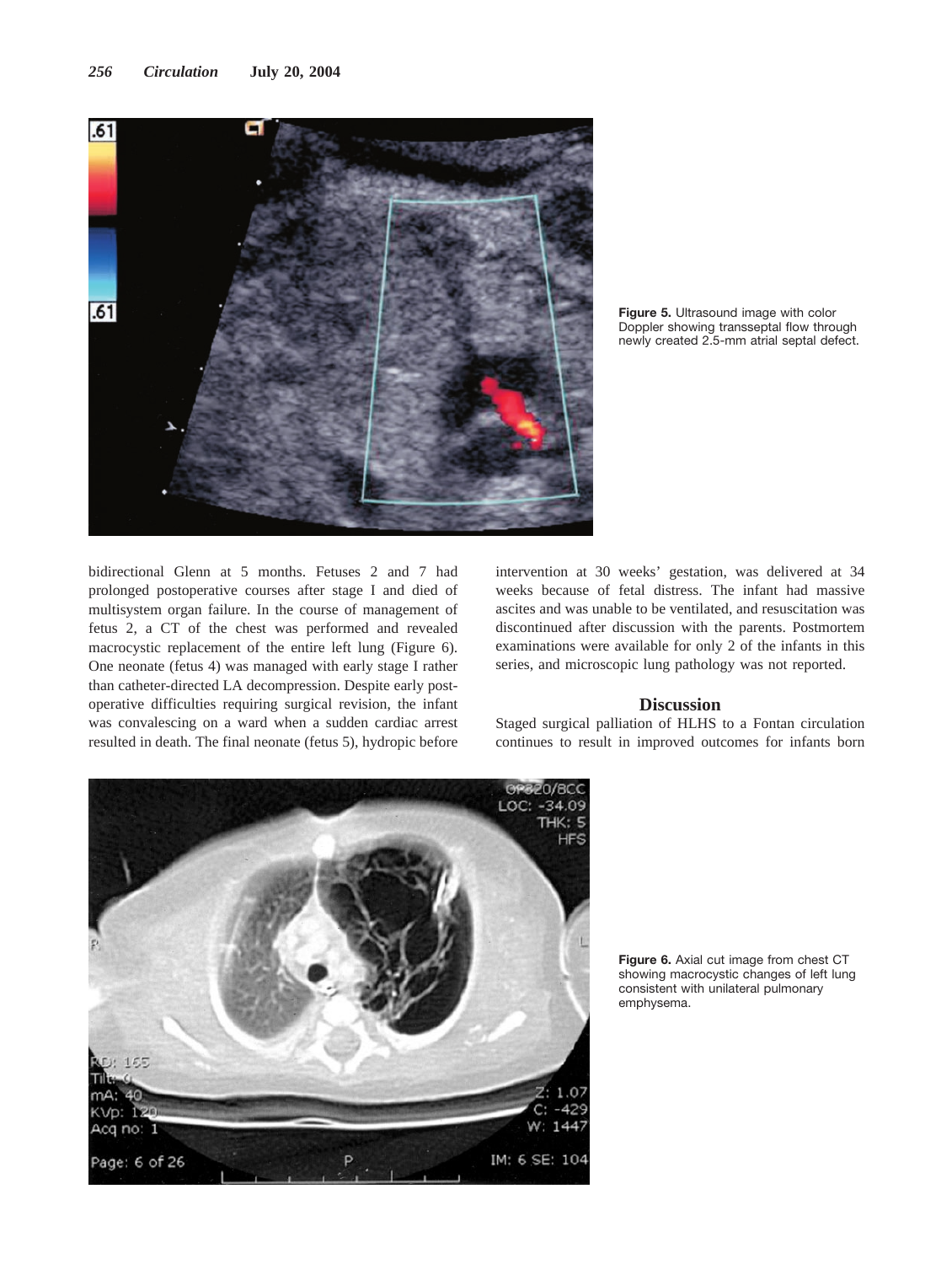Figure 5. Ultrasound image with color Doppler showing transseptal flow through newly created 2.5-mm atrial septal defect.

bidirectional Glenn at 5 months. Fetuses 2 and 7 had prolonged postoperative courses after stage I and died of multisystem organ failure. In the course of management of fetus 2, a CT of the chest was performed and revealed macrocystic replacement of the entire left lung (Figure 6). One neonate (fetus 4) was managed with early stage I rather than catheter-directed LA decompression. Despite early postoperative difficulties requiring surgical revision, the infant was convalescing on a ward when a sudden cardiac arrest resulted in death. The final neonate (fetus 5), hydropic before intervention at 30 weeks' gestation, was delivered at 34 weeks because of fetal distress. The infant had massive ascites and was unable to be ventilated, and resuscitation was discontinued after discussion with the parents. Postmortem examinations were available for only 2 of the infants in this series, and microscopic lung pathology was not reported.

## Discussion

Staged surgical palliation of HLHS to a Fontan circulation continues to result in improved outcomes for infants born

Figure 6. Axial cut image from chest CT showing macrocystic changes of left lung consistent with unilateral pulmonary emphysema.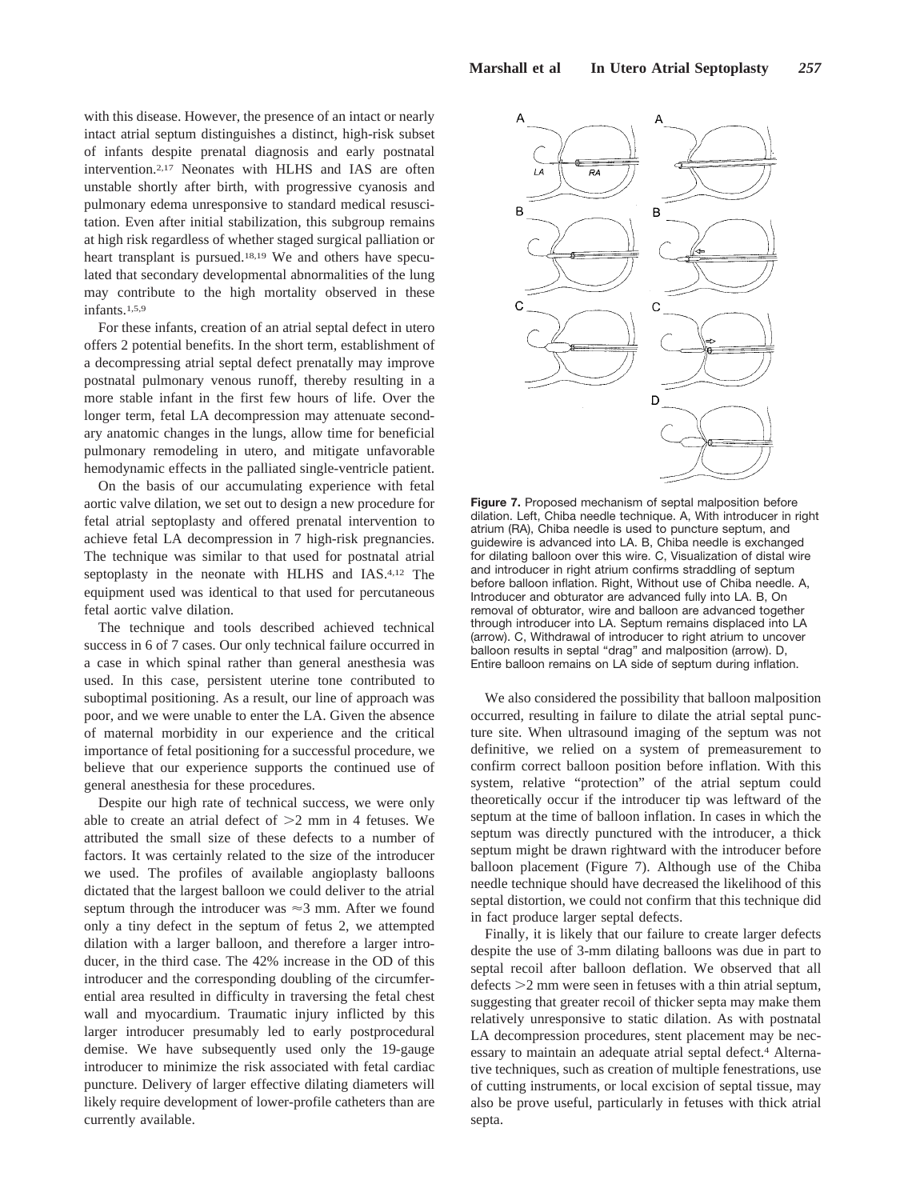with this disease. However, the presence of an intact or nearly intact atrial septum distinguishes a distinct, high-risk subset of infants despite prenatal diagnosis and early postnatal intervention.[2,17] Neonates with HLHS and IAS are often unstable shortly after birth, with progressive cyanosis and pulmonary edema unresponsive to standard medical resuscitation. Even after initial stabilization, this subgroup remains at high risk regardless of whether staged surgical palliation or heart transplant is pursued.[18,19] We and others have speculated that secondary developmental abnormalities of the lung may contribute to the high mortality observed in these infants.[1,5,9]

For these infants, creation of an atrial septal defect in utero offers 2 potential benefits. In the short term, establishment of a decompressing atrial septal defect prenatally may improve postnatal pulmonary venous runoff, thereby resulting in a more stable infant in the first few hours of life. Over the longer term, fetal LA decompression may attenuate secondary anatomic changes in the lungs, allow time for beneficial pulmonary remodeling in utero, and mitigate unfavorable hemodynamic effects in the palliated single-ventricle patient.

On the basis of our accumulating experience with fetal aortic valve dilation, we set out to design a new procedure for fetal atrial septoplasty and offered prenatal intervention to achieve fetal LA decompression in 7 high-risk pregnancies. The technique was similar to that used for postnatal atrial septoplasty in the neonate with HLHS and IAS.[4,12] The equipment used was identical to that used for percutaneous fetal aortic valve dilation.

The technique and tools described achieved technical success in 6 of 7 cases. Our only technical failure occurred in a case in which spinal rather than general anesthesia was used. In this case, persistent uterine tone contributed to suboptimal positioning. As a result, our line of approach was poor, and we were unable to enter the LA. Given the absence of maternal morbidity in our experience and the critical importance of fetal positioning for a successful procedure, we believe that our experience supports the continued use of general anesthesia for these procedures.

Despite our high rate of technical success, we were only able to create an atrial defect of >2 mm in 4 fetuses. We attributed the small size of these defects to a number of factors. It was certainly related to the size of the introducer we used. The profiles of available angioplasty balloons dictated that the largest balloon we could deliver to the atrial septum through the introducer was ≈3 mm. After we found only a tiny defect in the septum of fetus 2, we attempted dilation with a larger balloon, and therefore a larger introducer, in the third case. The 42% increase in the OD of this introducer and the corresponding doubling of the circumferential area resulted in difficulty in traversing the fetal chest wall and myocardium. Traumatic injury inflicted by this larger introducer presumably led to early postprocedural demise. We have subsequently used only the 19-gauge introducer to minimize the risk associated with fetal cardiac puncture. Delivery of larger effective dilating diameters will likely require development of lower-profile catheters than are currently available.

A
LA
RA
B
C
A
B
C
D

**Figure 7.** Proposed mechanism of septal malposition before dilation. Left, Chiba needle technique. A, With introducer in right atrium (RA), Chiba needle is used to puncture septum, and guidewire is advanced into LA. B, Chiba needle is exchanged for dilating balloon over this wire. C, Visualization of distal wire and introducer in right atrium confirms straddling of septum before balloon inflation. Right, Without use of Chiba needle. A, Introducer and obturator are advanced fully into LA. B, On removal of obturator, wire and balloon are advanced together through introducer into LA. Septum remains displaced into LA (arrow). C, Withdrawal of introducer to right atrium to uncover balloon results in septal "drag" and malposition (arrow). D, Entire balloon remains on LA side of septum during inflation.

We also considered the possibility that balloon malposition occurred, resulting in failure to dilate the atrial septal puncture site. When ultrasound imaging of the septum was not definitive, we relied on a system of premeasurement to confirm correct balloon position before inflation. With this system, relative "protection" of the atrial septum could theoretically occur if the introducer tip was leftward of the septum at the time of balloon inflation. In cases in which the septum was directly punctured with the introducer, a thick septum might be drawn rightward with the introducer before balloon placement (Figure 7). Although use of the Chiba needle technique should have decreased the likelihood of this septal distortion, we could not confirm that this technique did in fact produce larger septal defects.

Finally, it is likely that our failure to create larger defects despite the use of 3-mm dilating balloons was due in part to septal recoil after balloon deflation. We observed that all defects >2 mm were seen in fetuses with a thin atrial septum, suggesting that greater recoil of thicker septa may make them relatively unresponsive to static dilation. As with postnatal LA decompression procedures, stent placement may be necessary to maintain an adequate atrial septal defect.[4] Alternative techniques, such as creation of multiple fenestrations, use of cutting instruments, or local excision of septal tissue, may also be prove useful, particularly in fetuses with thick atrial septa.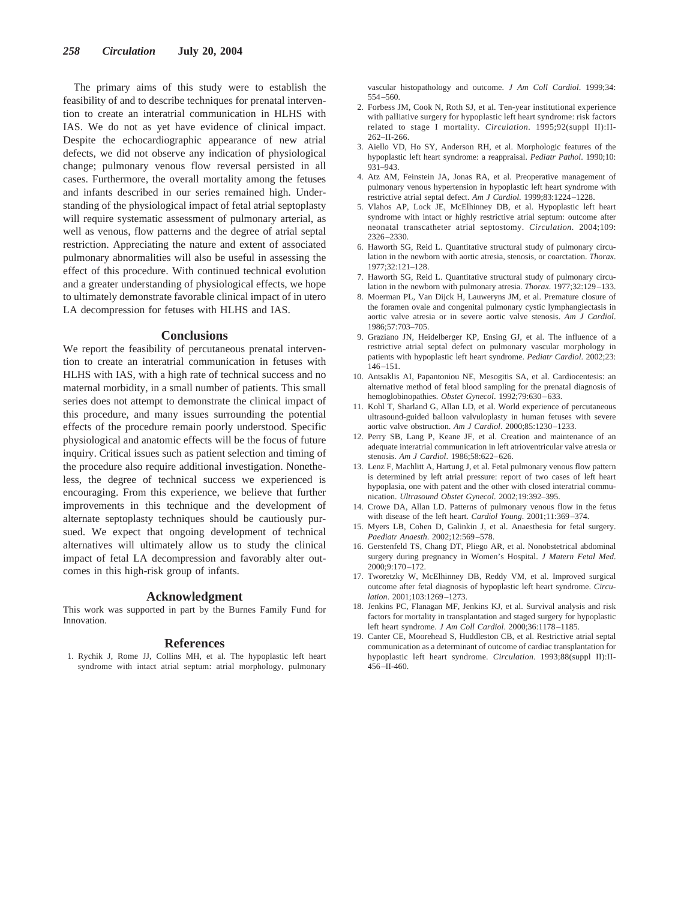The primary aims of this study were to establish the feasibility of and to describe techniques for prenatal intervention to create an interatrial communication in HLHS with IAS. We do not as yet have evidence of clinical impact. Despite the echocardiographic appearance of new atrial defects, we did not observe any indication of physiological change; pulmonary venous flow reversal persisted in all cases. Furthermore, the overall mortality among the fetuses and infants described in our series remained high. Understanding of the physiological impact of fetal atrial septoplasty will require systematic assessment of pulmonary arterial, as well as venous, flow patterns and the degree of atrial septal restriction. Appreciating the nature and extent of associated pulmonary abnormalities will also be useful in assessing the effect of this procedure. With continued technical evolution and a greater understanding of physiological effects, we hope to ultimately demonstrate favorable clinical impact of in utero LA decompression for fetuses with HLHS and IAS.

## Conclusions

We report the feasibility of percutaneous prenatal intervention to create an interatrial communication in fetuses with HLHS with IAS, with a high rate of technical success and no maternal morbidity, in a small number of patients. This small series does not attempt to demonstrate the clinical impact of this procedure, and many issues surrounding the potential effects of the procedure remain poorly understood. Specific physiological and anatomic effects will be the focus of future inquiry. Critical issues such as patient selection and timing of the procedure also require additional investigation. Nonetheless, the degree of technical success we experienced is encouraging. From this experience, we believe that further improvements in this technique and the development of alternate septoplasty techniques should be cautiously pursued. We expect that ongoing development of technical alternatives will ultimately allow us to study the clinical impact of fetal LA decompression and favorably alter outcomes in this high-risk group of infants.

## Acknowledgment

This work was supported in part by the Burnes Family Fund for Innovation.

## References

1. Rychik J, Rome JJ, Collins MH, et al. The hypoplastic left heart syndrome with intact atrial septum: atrial morphology, pulmonary vascular histopathology and outcome. *J Am Coll Cardiol*. 1999;34:554–560.
2. Forbess JM, Cook N, Roth SJ, et al. Ten-year institutional experience with palliative surgery for hypoplastic left heart syndrome: risk factors related to stage I mortality. *Circulation*. 1995;92(suppl II):II-262–II-266.
3. Aiello VD, Ho SY, Anderson RH, et al. Morphologic features of the hypoplastic left heart syndrome: a reappraisal. *Pediatr Pathol*. 1990;10:931–943.
4. Atz AM, Feinstein JA, Jonas RA, et al. Preoperative management of pulmonary venous hypertension in hypoplastic left heart syndrome with restrictive atrial septal defect. *Am J Cardiol*. 1999;83:1224–1228.
5. Vlahos AP, Lock JE, McElhinney DB, et al. Hypoplastic left heart syndrome with intact or highly restrictive atrial septum: outcome after neonatal transcatheter atrial septostomy. *Circulation*. 2004;109:2326–2330.
6. Haworth SG, Reid L. Quantitative structural study of pulmonary circulation in the newborn with aortic atresia, stenosis, or coarctation. *Thorax*. 1977;32:121–128.
7. Haworth SG, Reid L. Quantitative structural study of pulmonary circulation in the newborn with pulmonary atresia. *Thorax*. 1977;32:129–133.
8. Moerman PL, Van Dijck H, Lauweryns JM, et al. Premature closure of the foramen ovale and congenital pulmonary cystic lymphangiectasis in aortic valve atresia or in severe aortic valve stenosis. *Am J Cardiol*. 1986;57:703–705.
9. Graziano JN, Heidelberger KP, Ensing GJ, et al. The influence of a restrictive atrial septal defect on pulmonary vascular morphology in patients with hypoplastic left heart syndrome. *Pediatr Cardiol*. 2002;23:146–151.
10. Antsaklis AI, Papantoniou NE, Mesogitis SA, et al. Cardiocentesis: an alternative method of fetal blood sampling for the prenatal diagnosis of hemoglobinopathies. *Obstet Gynecol*. 1992;79:630–633.
11. Kohl T, Sharland G, Allan LD, et al. World experience of percutaneous ultrasound-guided balloon valvuloplasty in human fetuses with severe aortic valve obstruction. *Am J Cardiol*. 2000;85:1230–1233.
12. Perry SB, Lang P, Keane JF, et al. Creation and maintenance of an adequate interatrial communication in left atrioventricular valve atresia or stenosis. *Am J Cardiol*. 1986;58:622–626.
13. Lenz F, Machlitt A, Hartung J, et al. Fetal pulmonary venous flow pattern is determined by left atrial pressure: report of two cases of left heart hypoplasia, one with patent and the other with closed interatrial communication. *Ultrasound Obstet Gynecol*. 2002;19:392–395.
14. Crowe DA, Allan LD. Patterns of pulmonary venous flow in the fetus with disease of the left heart. *Cardiol Young*. 2001;11:369–374.
15. Myers LB, Cohen D, Galinkin J, et al. Anaesthesia for fetal surgery. *Paediatr Anaesth*. 2002;12:569–578.
16. Gerstenfeld TS, Chang DT, Pliego AR, et al. Nonobstetrical abdominal surgery during pregnancy in Women's Hospital. *J Matern Fetal Med*. 2000;9:170–172.
17. Tworetzky W, McElhinney DB, Reddy VM, et al. Improved surgical outcome after fetal diagnosis of hypoplastic left heart syndrome. *Circulation*. 2001;103:1269–1273.
18. Jenkins PC, Flanagan MF, Jenkins KJ, et al. Survival analysis and risk factors for mortality in transplantation and staged surgery for hypoplastic left heart syndrome. *J Am Coll Cardiol*. 2000;36:1178–1185.
19. Canter CE, Moorehead S, Huddleston CB, et al. Restrictive atrial septal communication as a determinant of outcome of cardiac transplantation for hypoplastic left heart syndrome. *Circulation*. 1993;88(suppl II):II-456–II-460.